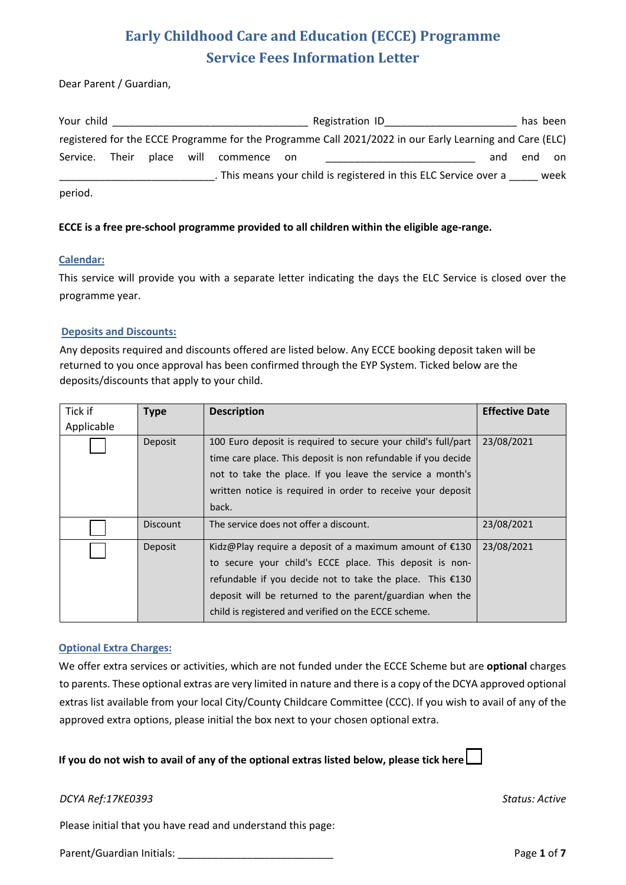# Early Childhood Care and Education (ECCE) Programme
## Service Fees Information Letter

Dear Parent / Guardian,

Your child __________________________________ Registration ID_______________________ has been registered for the ECCE Programme for the Programme Call 2021/2022 in our Early Learning and Care (ELC) Service. Their place will commence on __________________________ and end on ___________________________. This means your child is registered in this ELC Service over a _____ week period.

**ECCE is a free pre-school programme provided to all children within the eligible age-range.**

### Calendar:

This service will provide you with a separate letter indicating the days the ELC Service is closed over the programme year.

### Deposits and Discounts:

Any deposits required and discounts offered are listed below. Any ECCE booking deposit taken will be returned to you once approval has been confirmed through the EYP System. Ticked below are the deposits/discounts that apply to your child.

| Tick if Applicable | Type | Description | Effective Date |
|---|---|---|---|
| ☐ | Deposit | 100 Euro deposit is required to secure your child's full/part time care place. This deposit is non refundable if you decide not to take the place. If you leave the service a month's written notice is required in order to receive your deposit back. | 23/08/2021 |
| ☐ | Discount | The service does not offer a discount. | 23/08/2021 |
| ☐ | Deposit | Kidz@Play require a deposit of a maximum amount of €130 to secure your child's ECCE place. This deposit is non-refundable if you decide not to take the place. This €130 deposit will be returned to the parent/guardian when the child is registered and verified on the ECCE scheme. | 23/08/2021 |

### Optional Extra Charges:

We offer extra services or activities, which are not funded under the ECCE Scheme but are **optional** charges to parents. These optional extras are very limited in nature and there is a copy of the DCYA approved optional extras list available from your local City/County Childcare Committee (CCC). If you wish to avail of any of the approved extra options, please initial the box next to your chosen optional extra.

**If you do not wish to avail of any of the optional extras listed below, please tick here** ☐

*DCYA Ref:17KE0393* *Status: Active*

Please initial that you have read and understand this page:

Parent/Guardian Initials: ___________________________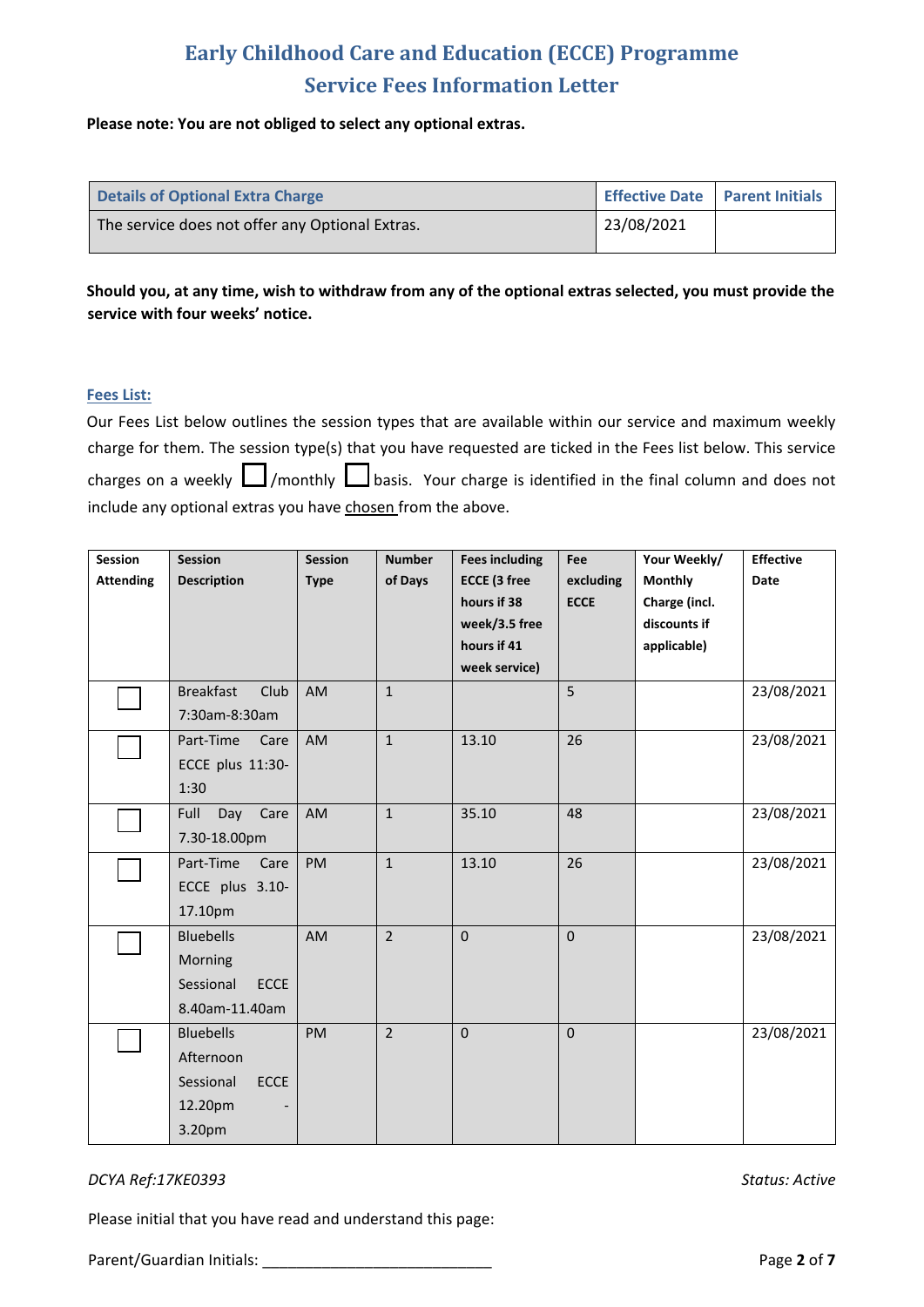# Early Childhood Care and Education (ECCE) Programme
## Service Fees Information Letter

**Please note: You are not obliged to select any optional extras.**

| Details of Optional Extra Charge | Effective Date | Parent Initials |
|---|---|---|
| The service does not offer any Optional Extras. | 23/08/2021 | |

**Should you, at any time, wish to withdraw from any of the optional extras selected, you must provide the service with four weeks' notice.**

### Fees List:

Our Fees List below outlines the session types that are available within our service and maximum weekly charge for them. The session type(s) that you have requested are ticked in the Fees list below. This service charges on a weekly ☐ /monthly ☐ basis. Your charge is identified in the final column and does not include any optional extras you have chosen from the above.

| Session Attending | Session Description | Session Type | Number of Days | Fees including ECCE (3 free hours if 38 week/3.5 free hours if 41 week service) | Fee excluding ECCE | Your Weekly/ Monthly Charge (incl. discounts if applicable) | Effective Date |
|---|---|---|---|---|---|---|---|
| ☐ | Breakfast Club 7:30am-8:30am | AM | 1 | | 5 | | 23/08/2021 |
| ☐ | Part-Time Care ECCE plus 11:30-1:30 | AM | 1 | 13.10 | 26 | | 23/08/2021 |
| ☐ | Full Day Care 7.30-18.00pm | AM | 1 | 35.10 | 48 | | 23/08/2021 |
| ☐ | Part-Time Care ECCE plus 3.10-17.10pm | PM | 1 | 13.10 | 26 | | 23/08/2021 |
| ☐ | Bluebells Morning Sessional ECCE 8.40am-11.40am | AM | 2 | 0 | 0 | | 23/08/2021 |
| ☐ | Bluebells Afternoon Sessional ECCE 12.20pm - 3.20pm | PM | 2 | 0 | 0 | | 23/08/2021 |

*DCYA Ref:17KE0393* *Status: Active*

Please initial that you have read and understand this page:

Parent/Guardian Initials: ___________________________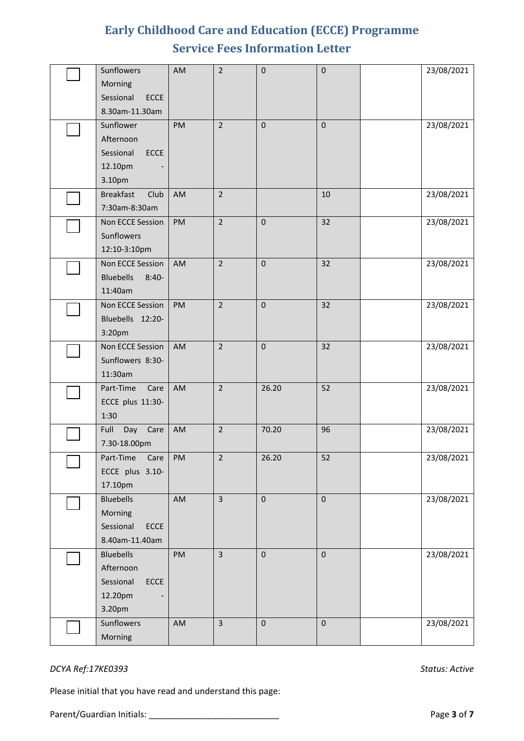# Early Childhood Care and Education (ECCE) Programme

## Service Fees Information Letter

| | | | | | | | |
|---|---|---|---|---|---|---|---|
| ☐ | Sunflowers Morning Sessional ECCE 8.30am-11.30am | AM | 2 | 0 | 0 | | 23/08/2021 |
| ☐ | Sunflower Afternoon Sessional ECCE 12.10pm - 3.10pm | PM | 2 | 0 | 0 | | 23/08/2021 |
| ☐ | Breakfast Club 7:30am-8:30am | AM | 2 | | 10 | | 23/08/2021 |
| ☐ | Non ECCE Session Sunflowers 12:10-3:10pm | PM | 2 | 0 | 32 | | 23/08/2021 |
| ☐ | Non ECCE Session Bluebells 8:40-11:40am | AM | 2 | 0 | 32 | | 23/08/2021 |
| ☐ | Non ECCE Session Bluebells 12:20-3:20pm | PM | 2 | 0 | 32 | | 23/08/2021 |
| ☐ | Non ECCE Session Sunflowers 8:30-11:30am | AM | 2 | 0 | 32 | | 23/08/2021 |
| ☐ | Part-Time Care ECCE plus 11:30-1:30 | AM | 2 | 26.20 | 52 | | 23/08/2021 |
| ☐ | Full Day Care 7.30-18.00pm | AM | 2 | 70.20 | 96 | | 23/08/2021 |
| ☐ | Part-Time Care ECCE plus 3.10-17.10pm | PM | 2 | 26.20 | 52 | | 23/08/2021 |
| ☐ | Bluebells Morning Sessional ECCE 8.40am-11.40am | AM | 3 | 0 | 0 | | 23/08/2021 |
| ☐ | Bluebells Afternoon Sessional ECCE 12.20pm - 3.20pm | PM | 3 | 0 | 0 | | 23/08/2021 |
| ☐ | Sunflowers Morning | AM | 3 | 0 | 0 | | 23/08/2021 |

*DCYA Ref:17KE0393* *Status: Active*

Please initial that you have read and understand this page:

Parent/Guardian Initials: ___________________________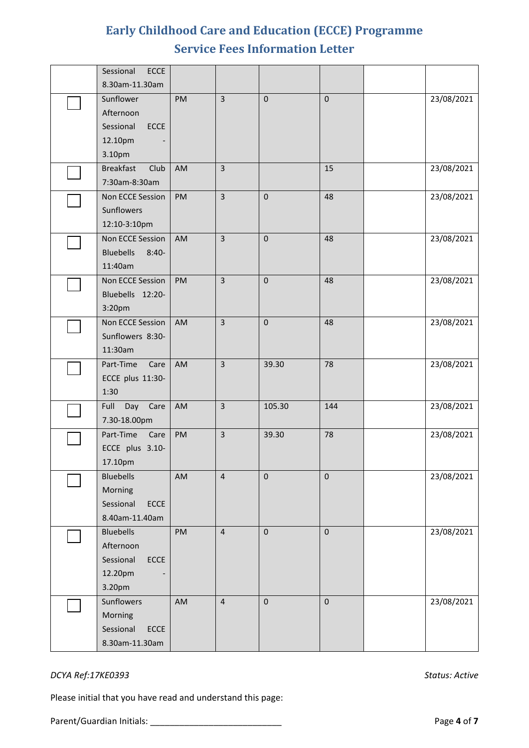# Early Childhood Care and Education (ECCE) Programme
## Service Fees Information Letter

| | | | | | | | |
|---|---|---|---|---|---|---|---|
| | Sessional ECCE 8.30am-11.30am | | | | | | |
| ☐ | Sunflower Afternoon Sessional ECCE 12.10pm - 3.10pm | PM | 3 | 0 | 0 | | 23/08/2021 |
| ☐ | Breakfast Club 7:30am-8:30am | AM | 3 | | 15 | | 23/08/2021 |
| ☐ | Non ECCE Session Sunflowers 12:10-3:10pm | PM | 3 | 0 | 48 | | 23/08/2021 |
| ☐ | Non ECCE Session Bluebells 8:40-11:40am | AM | 3 | 0 | 48 | | 23/08/2021 |
| ☐ | Non ECCE Session Bluebells 12:20-3:20pm | PM | 3 | 0 | 48 | | 23/08/2021 |
| ☐ | Non ECCE Session Sunflowers 8:30-11:30am | AM | 3 | 0 | 48 | | 23/08/2021 |
| ☐ | Part-Time Care ECCE plus 11:30-1:30 | AM | 3 | 39.30 | 78 | | 23/08/2021 |
| ☐ | Full Day Care 7.30-18.00pm | AM | 3 | 105.30 | 144 | | 23/08/2021 |
| ☐ | Part-Time Care ECCE plus 3.10-17.10pm | PM | 3 | 39.30 | 78 | | 23/08/2021 |
| ☐ | Bluebells Morning Sessional ECCE 8.40am-11.40am | AM | 4 | 0 | 0 | | 23/08/2021 |
| ☐ | Bluebells Afternoon Sessional ECCE 12.20pm - 3.20pm | PM | 4 | 0 | 0 | | 23/08/2021 |
| ☐ | Sunflowers Morning Sessional ECCE 8.30am-11.30am | AM | 4 | 0 | 0 | | 23/08/2021 |

*DCYA Ref:17KE0393* *Status: Active*

Please initial that you have read and understand this page:

Parent/Guardian Initials: ___________________________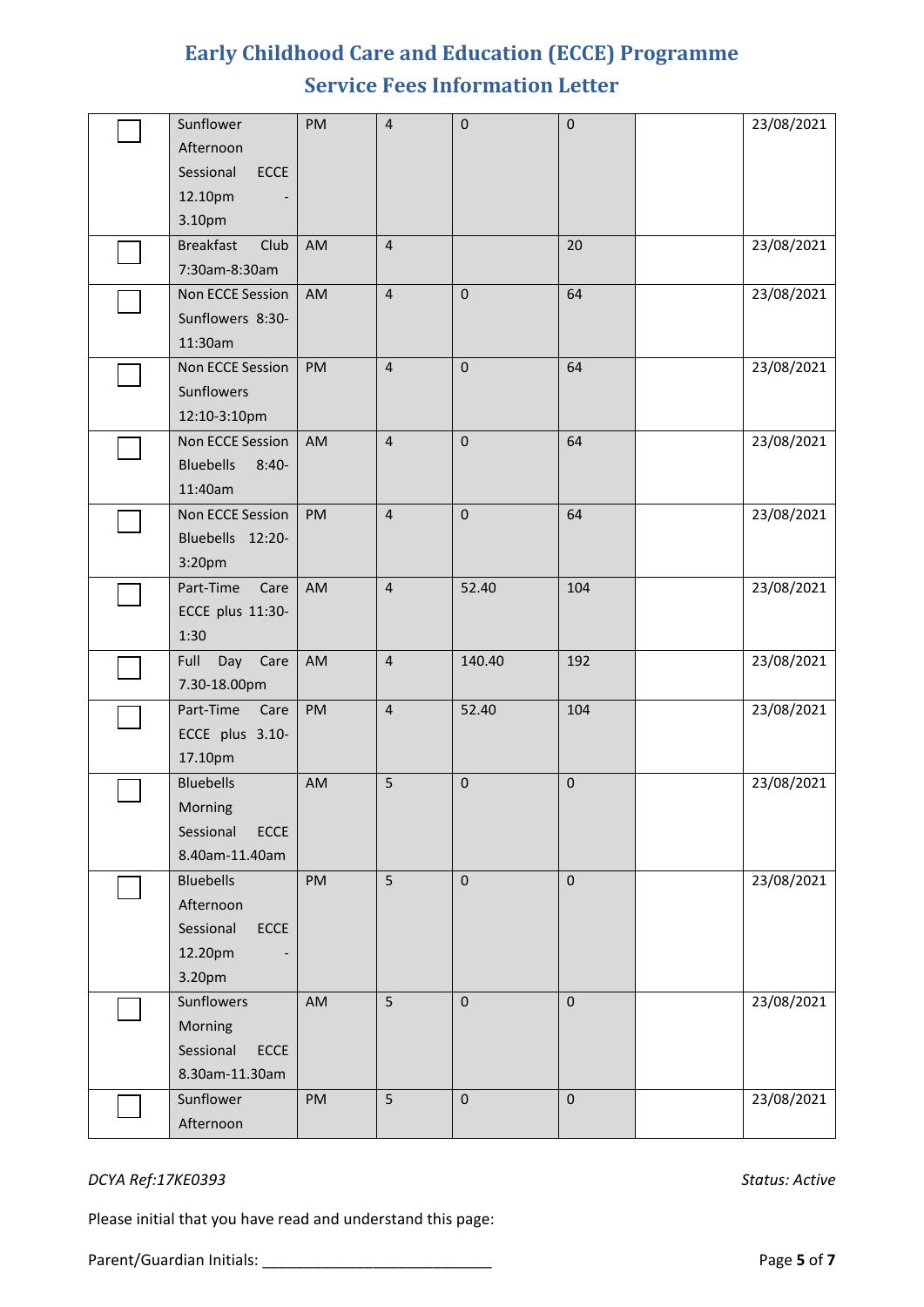# Early Childhood Care and Education (ECCE) Programme
## Service Fees Information Letter

| | | | | | | | |
|---|---|---|---|---|---|---|---|
| ☐ | Sunflower Afternoon Sessional ECCE 12.10pm - 3.10pm | PM | 4 | 0 | 0 | | 23/08/2021 |
| ☐ | Breakfast Club 7:30am-8:30am | AM | 4 | | 20 | | 23/08/2021 |
| ☐ | Non ECCE Session Sunflowers 8:30-11:30am | AM | 4 | 0 | 64 | | 23/08/2021 |
| ☐ | Non ECCE Session Sunflowers 12:10-3:10pm | PM | 4 | 0 | 64 | | 23/08/2021 |
| ☐ | Non ECCE Session Bluebells 8:40-11:40am | AM | 4 | 0 | 64 | | 23/08/2021 |
| ☐ | Non ECCE Session Bluebells 12:20-3:20pm | PM | 4 | 0 | 64 | | 23/08/2021 |
| ☐ | Part-Time Care ECCE plus 11:30-1:30 | AM | 4 | 52.40 | 104 | | 23/08/2021 |
| ☐ | Full Day Care 7.30-18.00pm | AM | 4 | 140.40 | 192 | | 23/08/2021 |
| ☐ | Part-Time Care ECCE plus 3.10-17.10pm | PM | 4 | 52.40 | 104 | | 23/08/2021 |
| ☐ | Bluebells Morning Sessional ECCE 8.40am-11.40am | AM | 5 | 0 | 0 | | 23/08/2021 |
| ☐ | Bluebells Afternoon Sessional ECCE 12.20pm - 3.20pm | PM | 5 | 0 | 0 | | 23/08/2021 |
| ☐ | Sunflowers Morning Sessional ECCE 8.30am-11.30am | AM | 5 | 0 | 0 | | 23/08/2021 |
| ☐ | Sunflower Afternoon | PM | 5 | 0 | 0 | | 23/08/2021 |

*DCYA Ref:17KE0393* *Status: Active*

Please initial that you have read and understand this page:

Parent/Guardian Initials: ___________________________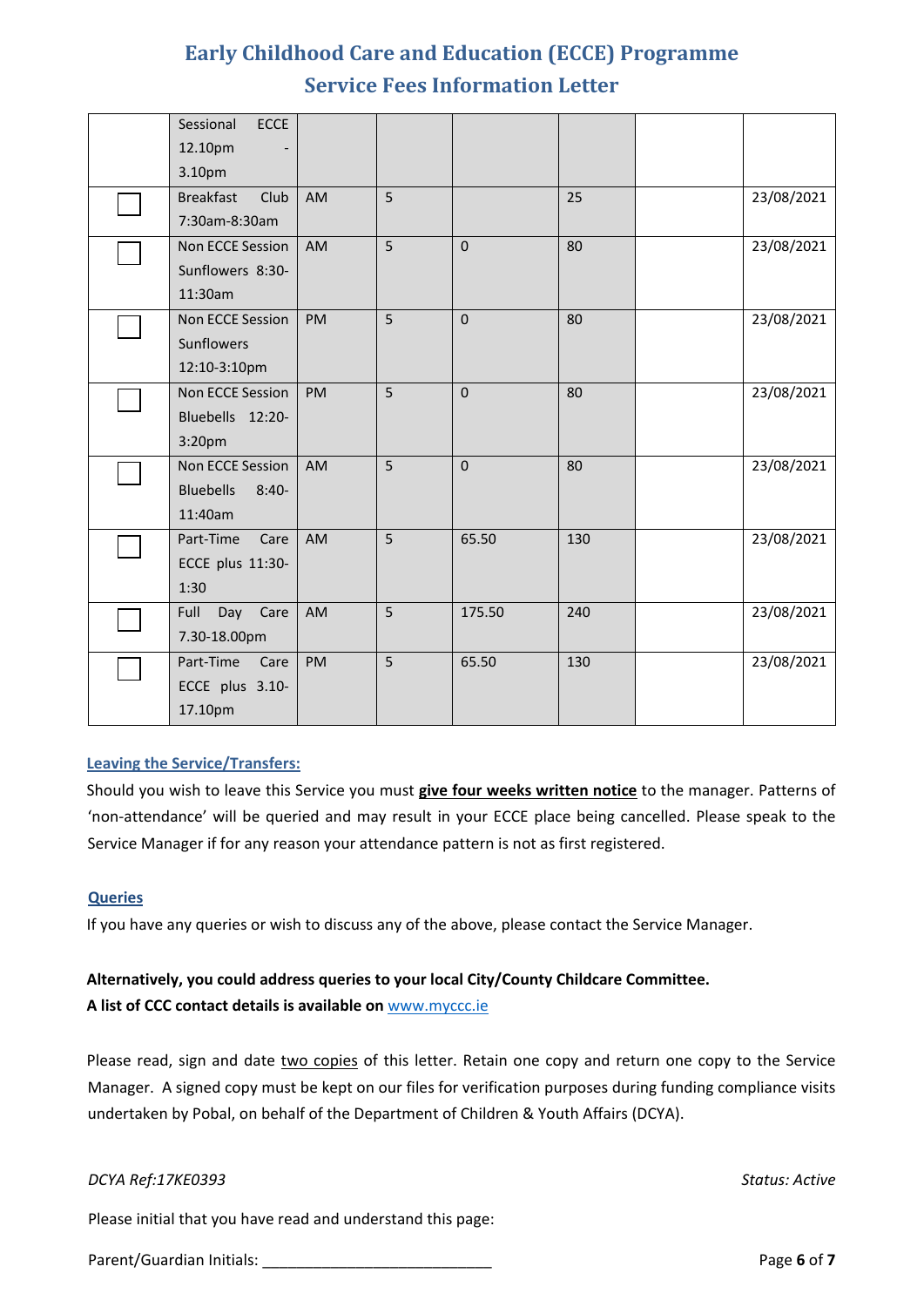# Early Childhood Care and Education (ECCE) Programme
## Service Fees Information Letter

| | | | | | | | |
|---|---|---|---|---|---|---|---|
| | Sessional ECCE 12.10pm - 3.10pm | | | | | | |
| ☐ | Breakfast Club 7:30am-8:30am | AM | 5 | | 25 | | 23/08/2021 |
| ☐ | Non ECCE Session Sunflowers 8:30-11:30am | AM | 5 | 0 | 80 | | 23/08/2021 |
| ☐ | Non ECCE Session Sunflowers 12:10-3:10pm | PM | 5 | 0 | 80 | | 23/08/2021 |
| ☐ | Non ECCE Session Bluebells 12:20-3:20pm | PM | 5 | 0 | 80 | | 23/08/2021 |
| ☐ | Non ECCE Session Bluebells 8:40-11:40am | AM | 5 | 0 | 80 | | 23/08/2021 |
| ☐ | Part-Time Care ECCE plus 11:30-1:30 | AM | 5 | 65.50 | 130 | | 23/08/2021 |
| ☐ | Full Day Care 7.30-18.00pm | AM | 5 | 175.50 | 240 | | 23/08/2021 |
| ☐ | Part-Time Care ECCE plus 3.10-17.10pm | PM | 5 | 65.50 | 130 | | 23/08/2021 |

**Leaving the Service/Transfers:**

Should you wish to leave this Service you must **give four weeks written notice** to the manager. Patterns of 'non-attendance' will be queried and may result in your ECCE place being cancelled. Please speak to the Service Manager if for any reason your attendance pattern is not as first registered.

**Queries**

If you have any queries or wish to discuss any of the above, please contact the Service Manager.

**Alternatively, you could address queries to your local City/County Childcare Committee.**
**A list of CCC contact details is available on** www.myccc.ie

Please read, sign and date two copies of this letter. Retain one copy and return one copy to the Service Manager. A signed copy must be kept on our files for verification purposes during funding compliance visits undertaken by Pobal, on behalf of the Department of Children & Youth Affairs (DCYA).

*DCYA Ref:17KE0393* *Status: Active*

Please initial that you have read and understand this page:

Parent/Guardian Initials: ___________________________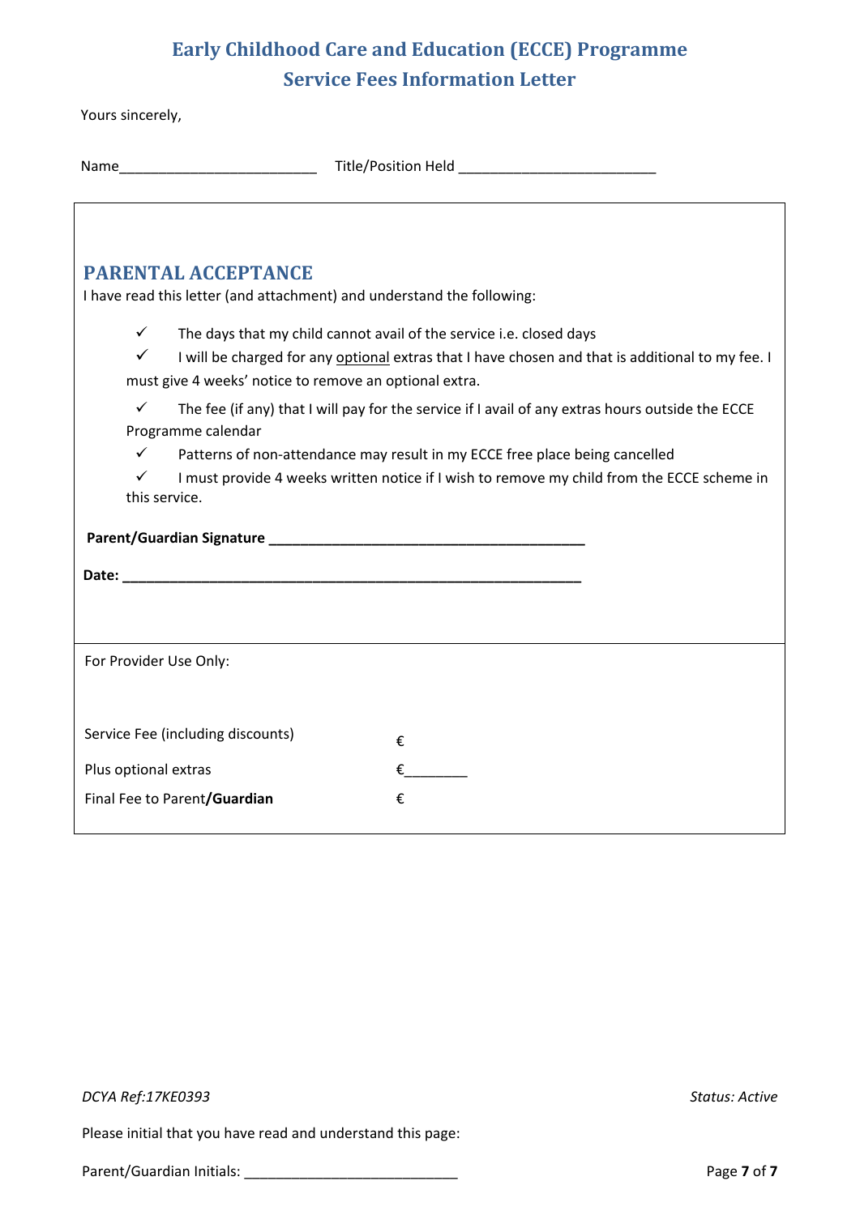Yours sincerely,

Name_________________________ Title/Position Held _________________________

## PARENTAL ACCEPTANCE

I have read this letter (and attachment) and understand the following:

- ✓ The days that my child cannot avail of the service i.e. closed days
- ✓ I will be charged for any optional extras that I have chosen and that is additional to my fee. I must give 4 weeks' notice to remove an optional extra.
- ✓ The fee (if any) that I will pay for the service if I avail of any extras hours outside the ECCE Programme calendar
- ✓ Patterns of non-attendance may result in my ECCE free place being cancelled
- ✓ I must provide 4 weeks written notice if I wish to remove my child from the ECCE scheme in this service.

**Parent/Guardian Signature ________________________________________**

**Date: ____________________________________________________________**

For Provider Use Only:

| | |
|---|---|
| Service Fee (including discounts) | € |
| Plus optional extras | €________ |
| Final Fee to Parent/**Guardian** | € |

*DCYA Ref:17KE0393* *Status: Active*

Please initial that you have read and understand this page:

Parent/Guardian Initials: ___________________________